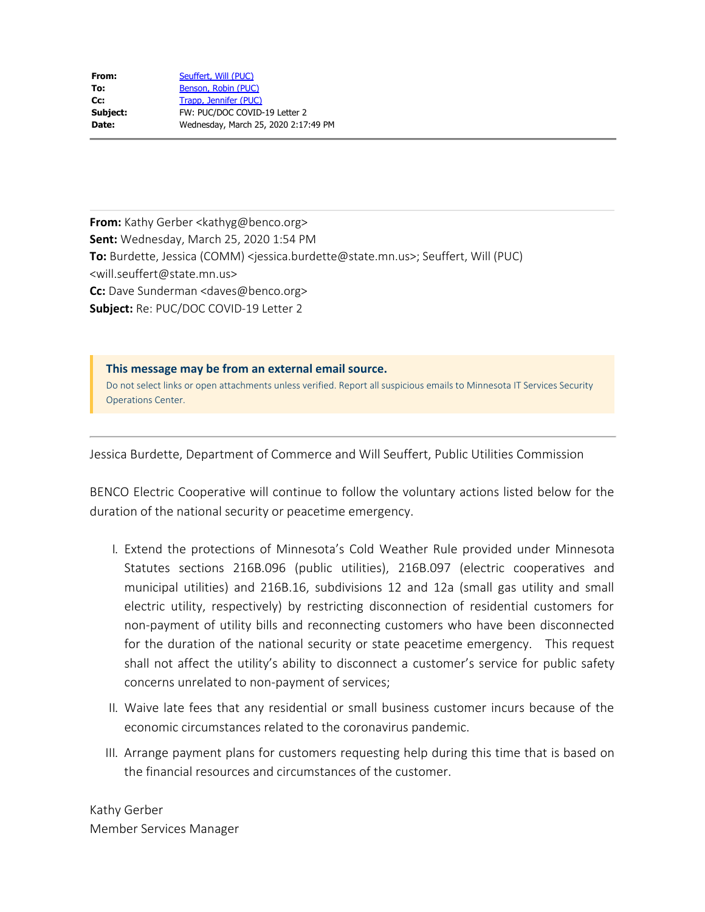**From:** Seuffert, Will (PUC)
**To:** Benson, Robin (PUC)
**Cc:** Trapp, Jennifer (PUC)
**Subject:** FW: PUC/DOC COVID-19 Letter 2
**Date:** Wednesday, March 25, 2020 2:17:49 PM

---

**From:** Kathy Gerber <kathyg@benco.org>
**Sent:** Wednesday, March 25, 2020 1:54 PM
**To:** Burdette, Jessica (COMM) <jessica.burdette@state.mn.us>; Seuffert, Will (PUC) <will.seuffert@state.mn.us>
**Cc:** Dave Sunderman <daves@benco.org>
**Subject:** Re: PUC/DOC COVID-19 Letter 2

**This message may be from an external email source.**
Do not select links or open attachments unless verified. Report all suspicious emails to Minnesota IT Services Security Operations Center.

---

Jessica Burdette, Department of Commerce and Will Seuffert, Public Utilities Commission

BENCO Electric Cooperative will continue to follow the voluntary actions listed below for the duration of the national security or peacetime emergency.

I. Extend the protections of Minnesota's Cold Weather Rule provided under Minnesota Statutes sections 216B.096 (public utilities), 216B.097 (electric cooperatives and municipal utilities) and 216B.16, subdivisions 12 and 12a (small gas utility and small electric utility, respectively) by restricting disconnection of residential customers for non-payment of utility bills and reconnecting customers who have been disconnected for the duration of the national security or state peacetime emergency. This request shall not affect the utility's ability to disconnect a customer's service for public safety concerns unrelated to non-payment of services;

II. Waive late fees that any residential or small business customer incurs because of the economic circumstances related to the coronavirus pandemic.

III. Arrange payment plans for customers requesting help during this time that is based on the financial resources and circumstances of the customer.

Kathy Gerber
Member Services Manager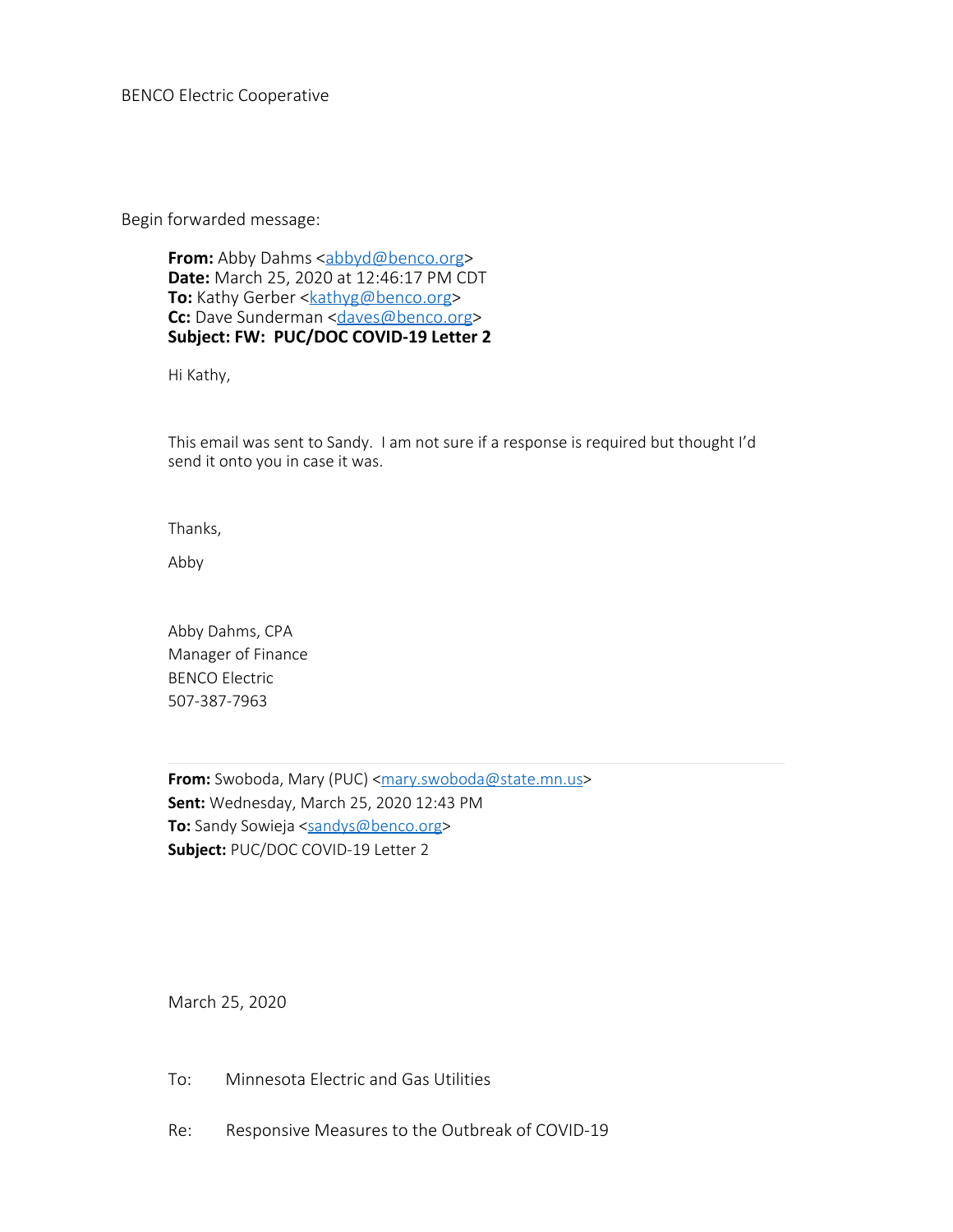BENCO Electric Cooperative

Begin forwarded message:

**From:** Abby Dahms <abbyd@benco.org>
**Date:** March 25, 2020 at 12:46:17 PM CDT
**To:** Kathy Gerber <kathyg@benco.org>
**Cc:** Dave Sunderman <daves@benco.org>
**Subject: FW: PUC/DOC COVID-19 Letter 2**

Hi Kathy,

This email was sent to Sandy. I am not sure if a response is required but thought I'd send it onto you in case it was.

Thanks,

Abby

Abby Dahms, CPA
Manager of Finance
BENCO Electric
507-387-7963

---

**From:** Swoboda, Mary (PUC) <mary.swoboda@state.mn.us>
**Sent:** Wednesday, March 25, 2020 12:43 PM
**To:** Sandy Sowieja <sandys@benco.org>
**Subject:** PUC/DOC COVID-19 Letter 2

March 25, 2020

To: Minnesota Electric and Gas Utilities

Re: Responsive Measures to the Outbreak of COVID-19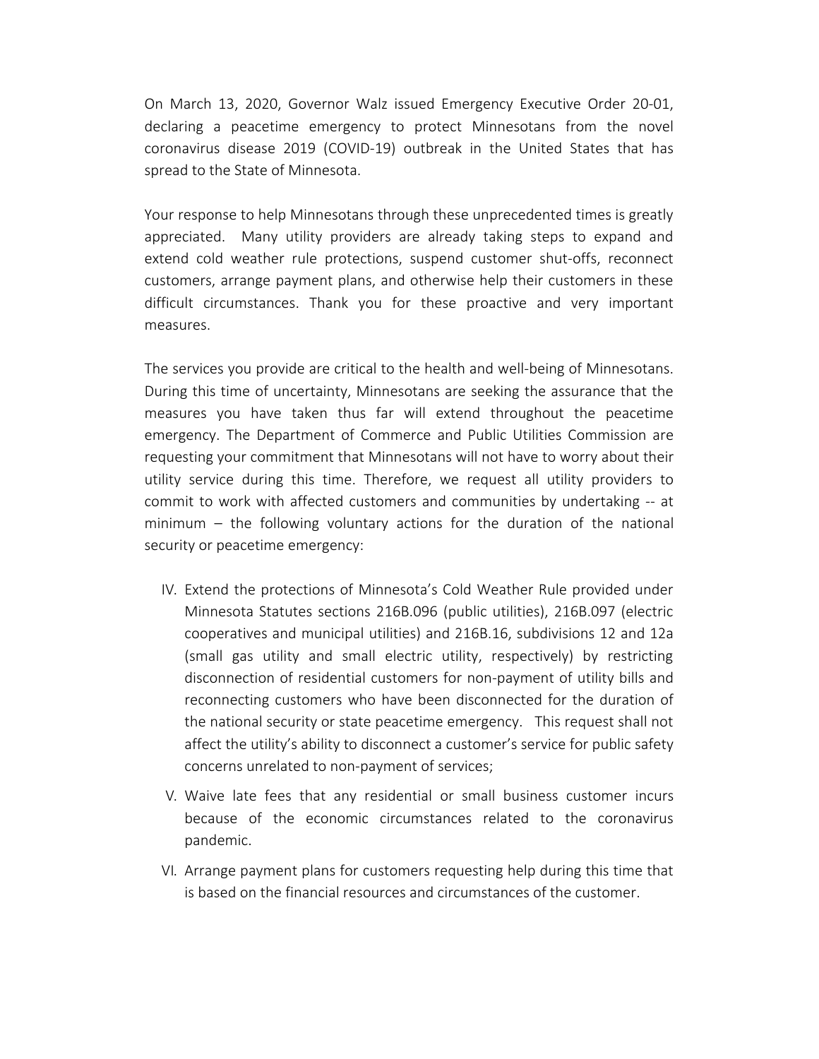On March 13, 2020, Governor Walz issued Emergency Executive Order 20-01, declaring a peacetime emergency to protect Minnesotans from the novel coronavirus disease 2019 (COVID-19) outbreak in the United States that has spread to the State of Minnesota.

Your response to help Minnesotans through these unprecedented times is greatly appreciated. Many utility providers are already taking steps to expand and extend cold weather rule protections, suspend customer shut-offs, reconnect customers, arrange payment plans, and otherwise help their customers in these difficult circumstances. Thank you for these proactive and very important measures.

The services you provide are critical to the health and well-being of Minnesotans. During this time of uncertainty, Minnesotans are seeking the assurance that the measures you have taken thus far will extend throughout the peacetime emergency. The Department of Commerce and Public Utilities Commission are requesting your commitment that Minnesotans will not have to worry about their utility service during this time. Therefore, we request all utility providers to commit to work with affected customers and communities by undertaking -- at minimum – the following voluntary actions for the duration of the national security or peacetime emergency:

IV. Extend the protections of Minnesota's Cold Weather Rule provided under Minnesota Statutes sections 216B.096 (public utilities), 216B.097 (electric cooperatives and municipal utilities) and 216B.16, subdivisions 12 and 12a (small gas utility and small electric utility, respectively) by restricting disconnection of residential customers for non-payment of utility bills and reconnecting customers who have been disconnected for the duration of the national security or state peacetime emergency. This request shall not affect the utility's ability to disconnect a customer's service for public safety concerns unrelated to non-payment of services;

V. Waive late fees that any residential or small business customer incurs because of the economic circumstances related to the coronavirus pandemic.

VI. Arrange payment plans for customers requesting help during this time that is based on the financial resources and circumstances of the customer.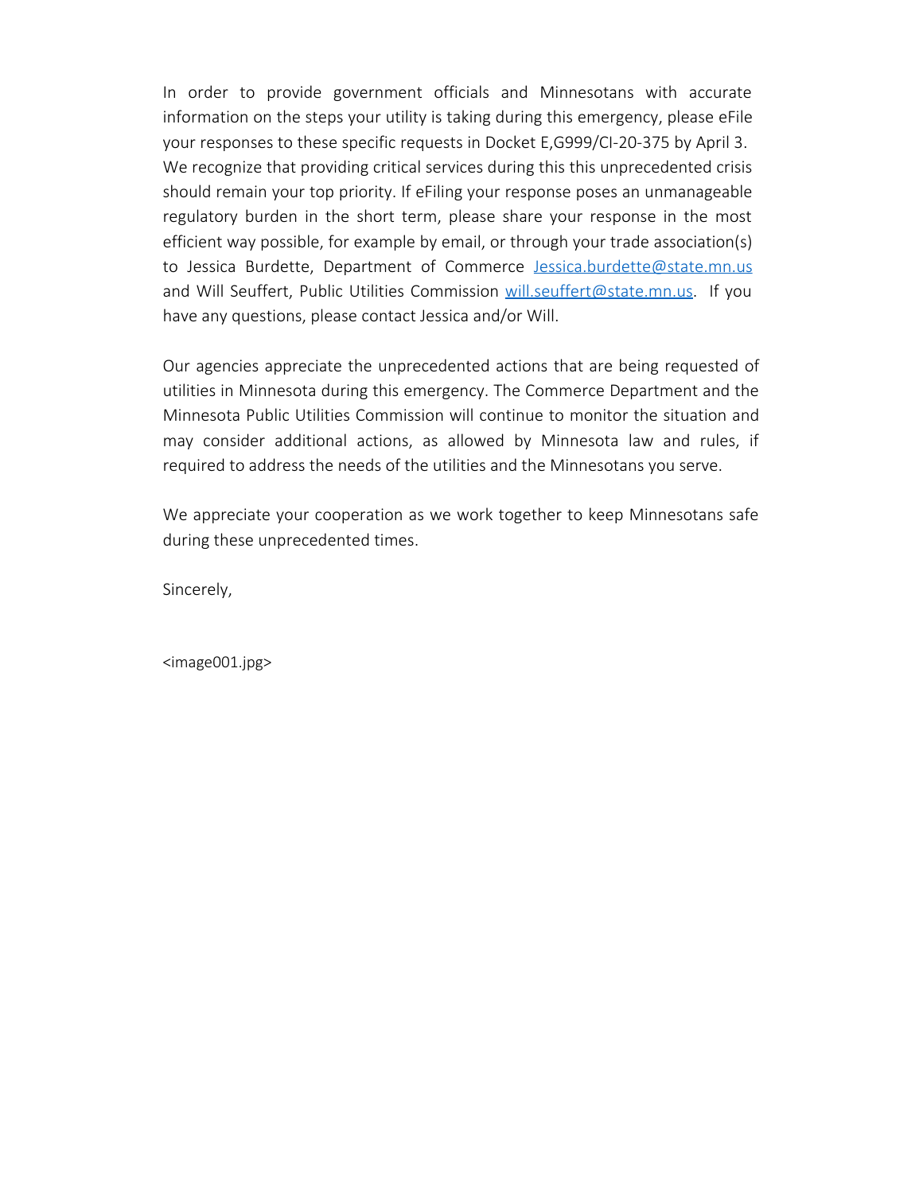In order to provide government officials and Minnesotans with accurate information on the steps your utility is taking during this emergency, please eFile your responses to these specific requests in Docket E,G999/CI-20-375 by April 3. We recognize that providing critical services during this this unprecedented crisis should remain your top priority. If eFiling your response poses an unmanageable regulatory burden in the short term, please share your response in the most efficient way possible, for example by email, or through your trade association(s) to Jessica Burdette, Department of Commerce Jessica.burdette@state.mn.us and Will Seuffert, Public Utilities Commission will.seuffert@state.mn.us. If you have any questions, please contact Jessica and/or Will.

Our agencies appreciate the unprecedented actions that are being requested of utilities in Minnesota during this emergency. The Commerce Department and the Minnesota Public Utilities Commission will continue to monitor the situation and may consider additional actions, as allowed by Minnesota law and rules, if required to address the needs of the utilities and the Minnesotans you serve.

We appreciate your cooperation as we work together to keep Minnesotans safe during these unprecedented times.

Sincerely,

<image001.jpg>